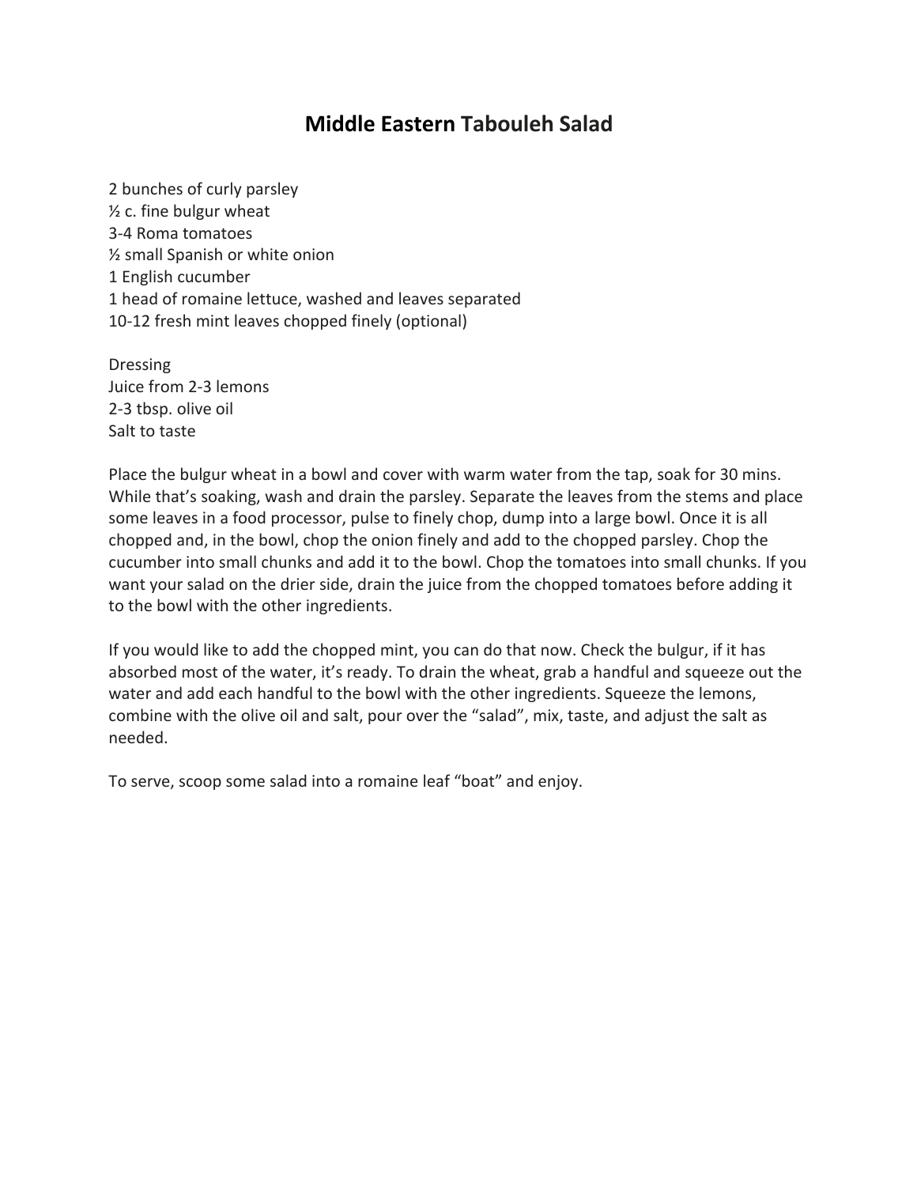# Middle Eastern Tabouleh Salad

2 bunches of curly parsley
½ c. fine bulgur wheat
3-4 Roma tomatoes
½ small Spanish or white onion
1 English cucumber
1 head of romaine lettuce, washed and leaves separated
10-12 fresh mint leaves chopped finely (optional)

Dressing
Juice from 2-3 lemons
2-3 tbsp. olive oil
Salt to taste

Place the bulgur wheat in a bowl and cover with warm water from the tap, soak for 30 mins. While that's soaking, wash and drain the parsley. Separate the leaves from the stems and place some leaves in a food processor, pulse to finely chop, dump into a large bowl. Once it is all chopped and, in the bowl, chop the onion finely and add to the chopped parsley. Chop the cucumber into small chunks and add it to the bowl. Chop the tomatoes into small chunks. If you want your salad on the drier side, drain the juice from the chopped tomatoes before adding it to the bowl with the other ingredients.

If you would like to add the chopped mint, you can do that now. Check the bulgur, if it has absorbed most of the water, it's ready. To drain the wheat, grab a handful and squeeze out the water and add each handful to the bowl with the other ingredients. Squeeze the lemons, combine with the olive oil and salt, pour over the "salad", mix, taste, and adjust the salt as needed.

To serve, scoop some salad into a romaine leaf "boat" and enjoy.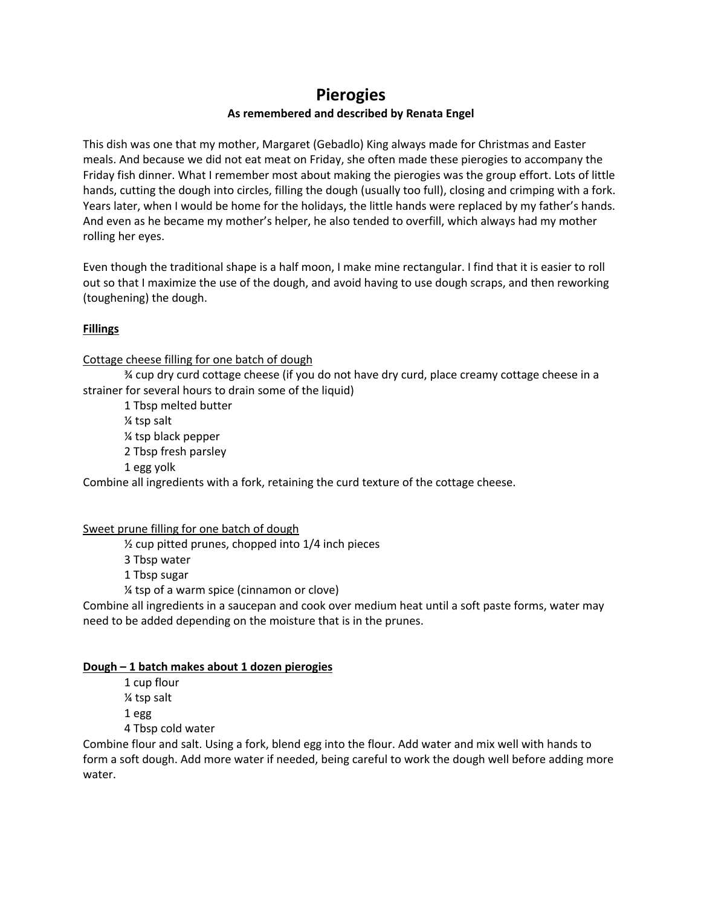# Pierogies

**As remembered and described by Renata Engel**

This dish was one that my mother, Margaret (Gebadlo) King always made for Christmas and Easter meals. And because we did not eat meat on Friday, she often made these pierogies to accompany the Friday fish dinner. What I remember most about making the pierogies was the group effort. Lots of little hands, cutting the dough into circles, filling the dough (usually too full), closing and crimping with a fork. Years later, when I would be home for the holidays, the little hands were replaced by my father's hands. And even as he became my mother's helper, he also tended to overfill, which always had my mother rolling her eyes.

Even though the traditional shape is a half moon, I make mine rectangular. I find that it is easier to roll out so that I maximize the use of the dough, and avoid having to use dough scraps, and then reworking (toughening) the dough.

## **Fillings**

Cottage cheese filling for one batch of dough

- ¾ cup dry curd cottage cheese (if you do not have dry curd, place creamy cottage cheese in a strainer for several hours to drain some of the liquid)
- 1 Tbsp melted butter
- ¼ tsp salt
- ¼ tsp black pepper
- 2 Tbsp fresh parsley
- 1 egg yolk

Combine all ingredients with a fork, retaining the curd texture of the cottage cheese.

Sweet prune filling for one batch of dough

- ½ cup pitted prunes, chopped into 1/4 inch pieces
- 3 Tbsp water
- 1 Tbsp sugar
- ¼ tsp of a warm spice (cinnamon or clove)

Combine all ingredients in a saucepan and cook over medium heat until a soft paste forms, water may need to be added depending on the moisture that is in the prunes.

## **Dough – 1 batch makes about 1 dozen pierogies**

- 1 cup flour
- ¼ tsp salt
- 1 egg
- 4 Tbsp cold water

Combine flour and salt. Using a fork, blend egg into the flour. Add water and mix well with hands to form a soft dough. Add more water if needed, being careful to work the dough well before adding more water.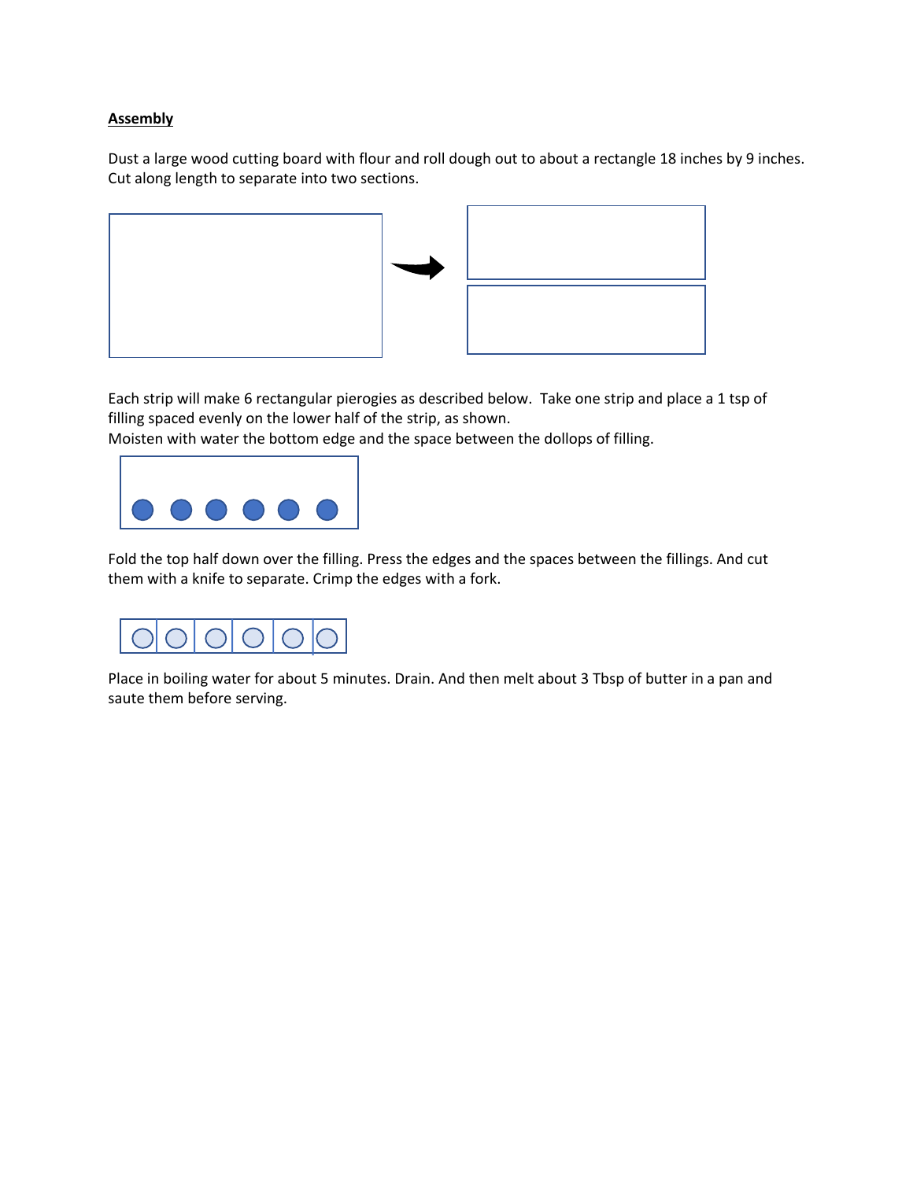**Assembly**

Dust a large wood cutting board with flour and roll dough out to about a rectangle 18 inches by 9 inches. Cut along length to separate into two sections.

Each strip will make 6 rectangular pierogies as described below. Take one strip and place a 1 tsp of filling spaced evenly on the lower half of the strip, as shown.
Moisten with water the bottom edge and the space between the dollops of filling.

Fold the top half down over the filling. Press the edges and the spaces between the fillings. And cut them with a knife to separate. Crimp the edges with a fork.

Place in boiling water for about 5 minutes. Drain. And then melt about 3 Tbsp of butter in a pan and saute them before serving.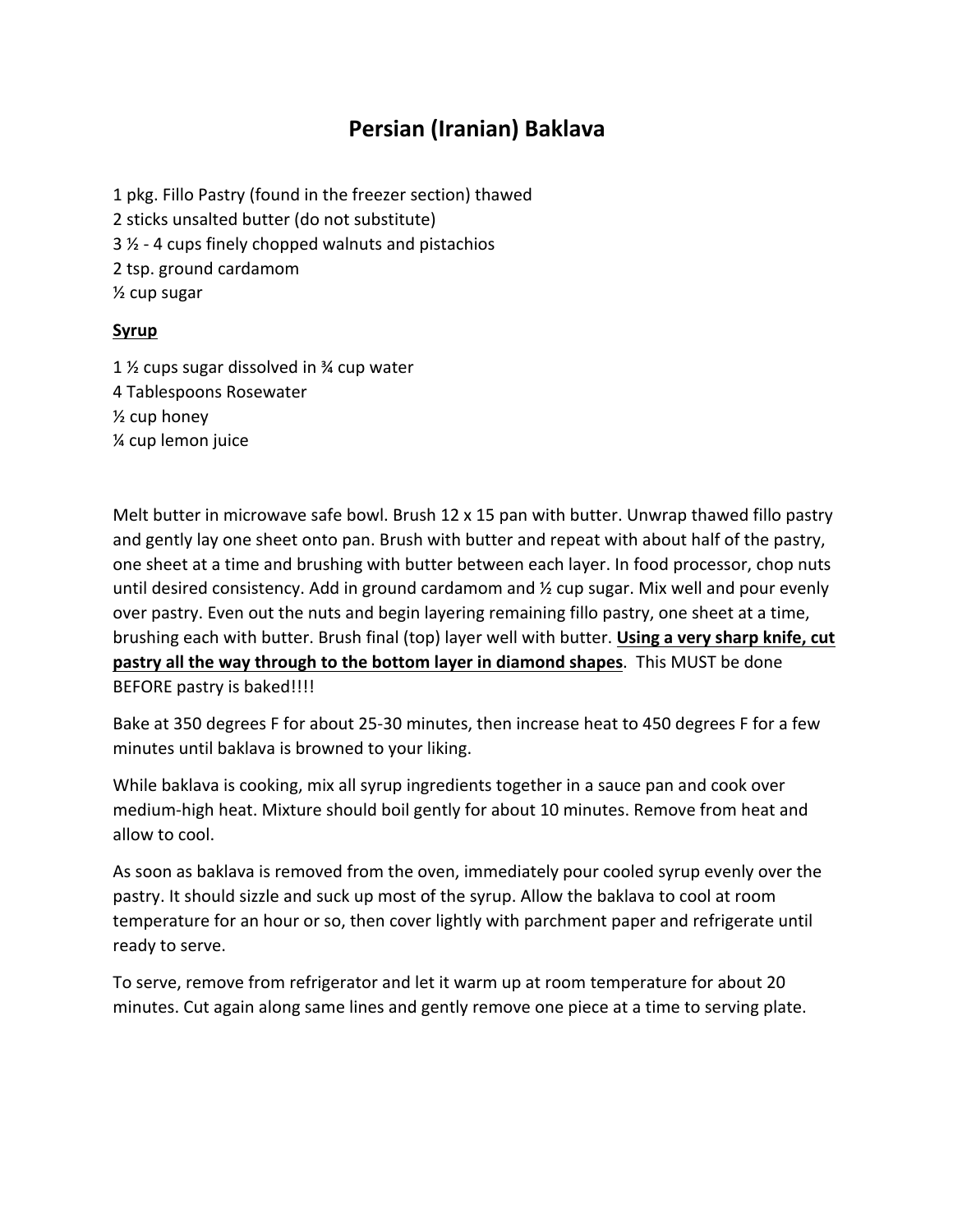# Persian (Iranian) Baklava

1 pkg. Fillo Pastry (found in the freezer section) thawed
2 sticks unsalted butter (do not substitute)
3 ½ - 4 cups finely chopped walnuts and pistachios
2 tsp. ground cardamom
½ cup sugar

**Syrup**

1 ½ cups sugar dissolved in ¾ cup water
4 Tablespoons Rosewater
½ cup honey
¼ cup lemon juice

Melt butter in microwave safe bowl. Brush 12 x 15 pan with butter. Unwrap thawed fillo pastry and gently lay one sheet onto pan. Brush with butter and repeat with about half of the pastry, one sheet at a time and brushing with butter between each layer. In food processor, chop nuts until desired consistency. Add in ground cardamom and ½ cup sugar. Mix well and pour evenly over pastry. Even out the nuts and begin layering remaining fillo pastry, one sheet at a time, brushing each with butter. Brush final (top) layer well with butter. **Using a very sharp knife, cut pastry all the way through to the bottom layer in diamond shapes**. This MUST be done BEFORE pastry is baked!!!!

Bake at 350 degrees F for about 25-30 minutes, then increase heat to 450 degrees F for a few minutes until baklava is browned to your liking.

While baklava is cooking, mix all syrup ingredients together in a sauce pan and cook over medium-high heat. Mixture should boil gently for about 10 minutes. Remove from heat and allow to cool.

As soon as baklava is removed from the oven, immediately pour cooled syrup evenly over the pastry. It should sizzle and suck up most of the syrup. Allow the baklava to cool at room temperature for an hour or so, then cover lightly with parchment paper and refrigerate until ready to serve.

To serve, remove from refrigerator and let it warm up at room temperature for about 20 minutes. Cut again along same lines and gently remove one piece at a time to serving plate.